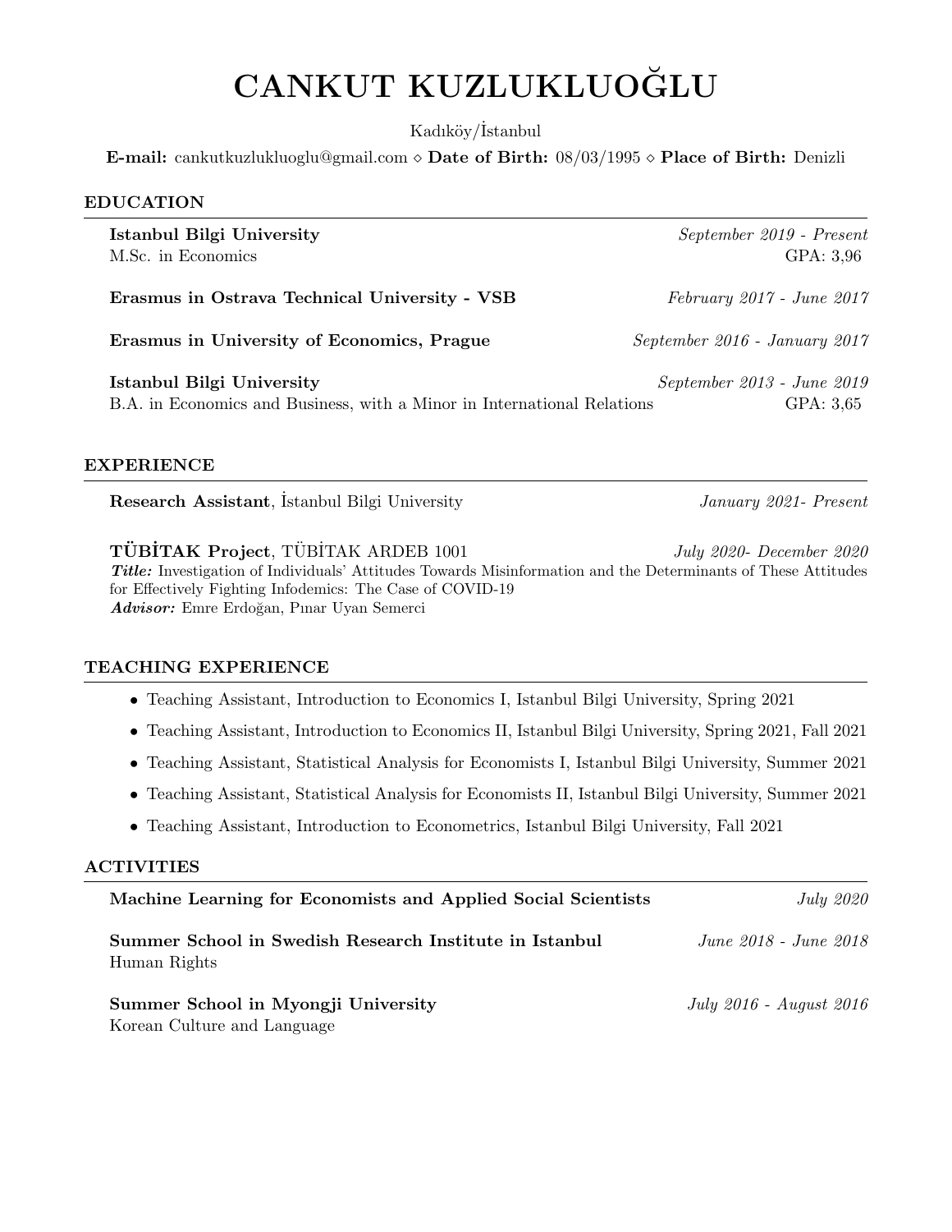# CANKUT KUZLUKLUOĞLU

Kadıköy/İstanbul

**E-mail:** cankutkuzlukluoglu@gmail.com ⋄ **Date of Birth:** 08/03/1995 ⋄ **Place of Birth:** Denizli

## EDUCATION

**Istanbul Bilgi University** *September 2019 - Present*
M.Sc. in Economics GPA: 3,96

**Erasmus in Ostrava Technical University - VSB** *February 2017 - June 2017*

**Erasmus in University of Economics, Prague** *September 2016 - January 2017*

**Istanbul Bilgi University** *September 2013 - June 2019*
B.A. in Economics and Business, with a Minor in International Relations GPA: 3,65

## EXPERIENCE

**Research Assistant**, İstanbul Bilgi University *January 2021- Present*

**TÜBİTAK Project**, TÜBİTAK ARDEB 1001 *July 2020- December 2020*
***Title:*** Investigation of Individuals' Attitudes Towards Misinformation and the Determinants of These Attitudes for Effectively Fighting Infodemics: The Case of COVID-19
***Advisor:*** Emre Erdoğan, Pınar Uyan Semerci

## TEACHING EXPERIENCE

- Teaching Assistant, Introduction to Economics I, Istanbul Bilgi University, Spring 2021
- Teaching Assistant, Introduction to Economics II, Istanbul Bilgi University, Spring 2021, Fall 2021
- Teaching Assistant, Statistical Analysis for Economists I, Istanbul Bilgi University, Summer 2021
- Teaching Assistant, Statistical Analysis for Economists II, Istanbul Bilgi University, Summer 2021
- Teaching Assistant, Introduction to Econometrics, Istanbul Bilgi University, Fall 2021

## ACTIVITIES

**Machine Learning for Economists and Applied Social Scientists** *July 2020*

**Summer School in Swedish Research Institute in Istanbul** *June 2018 - June 2018*
Human Rights

**Summer School in Myongji University** *July 2016 - August 2016*
Korean Culture and Language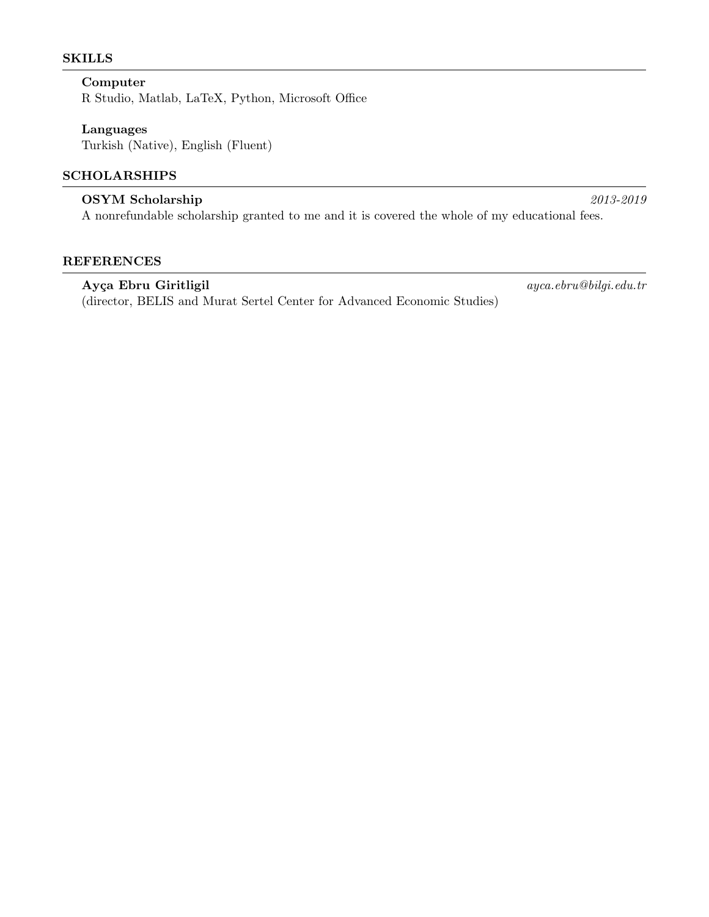## SKILLS

**Computer**
R Studio, Matlab, LaTeX, Python, Microsoft Office

**Languages**
Turkish (Native), English (Fluent)

## SCHOLARSHIPS

**OSYM Scholarship** *2013-2019*
A nonrefundable scholarship granted to me and it is covered the whole of my educational fees.

## REFERENCES

**Ayça Ebru Giritligil** *ayca.ebru@bilgi.edu.tr*
(director, BELIS and Murat Sertel Center for Advanced Economic Studies)